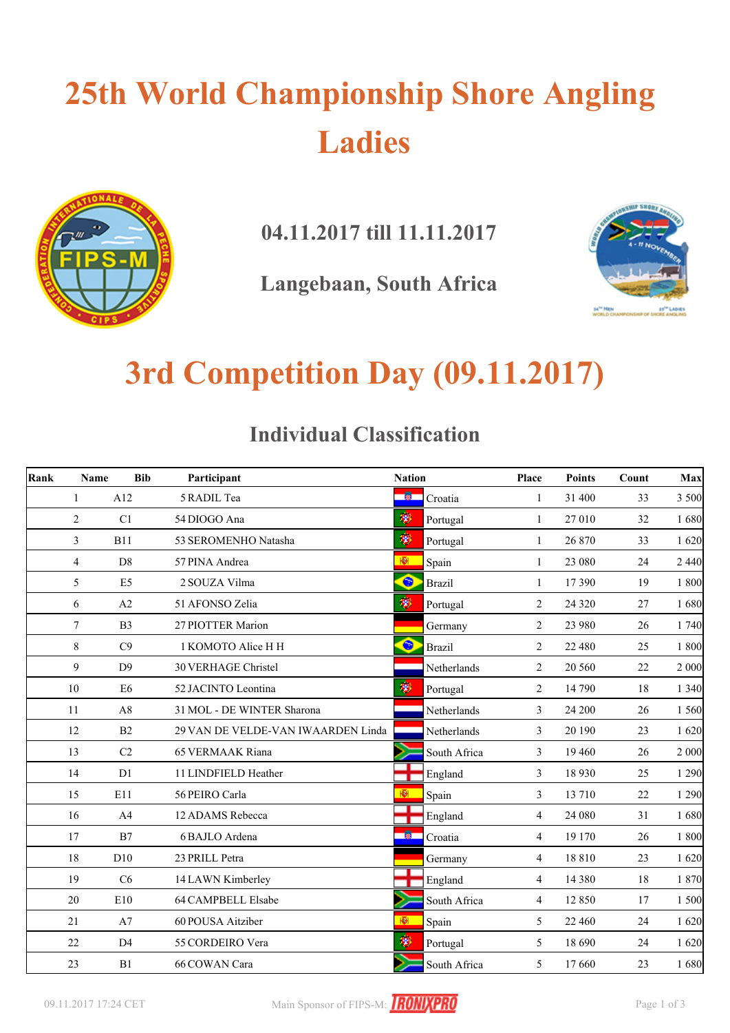# 25th World Championship Shore Angling Ladies

## 04.11.2017 till 11.11.2017

## Langebaan, South Africa

# 3rd Competition Day (09.11.2017)

## Individual Classification

| Rank | Name | Bib | Participant | Nation | Place | Points | Count | Max |
|---|---|---|---|---|---|---|---|---|
| 1 | A12 | 5 | RADIL Tea | Croatia | 1 | 31 400 | 33 | 3 500 |
| 2 | C1 | 54 | DIOGO Ana | Portugal | 1 | 27 010 | 32 | 1 680 |
| 3 | B11 | 53 | SEROMENHO Natasha | Portugal | 1 | 26 870 | 33 | 1 620 |
| 4 | D8 | 57 | PINA Andrea | Spain | 1 | 23 080 | 24 | 2 440 |
| 5 | E5 | 2 | SOUZA Vilma | Brazil | 1 | 17 390 | 19 | 1 800 |
| 6 | A2 | 51 | AFONSO Zelia | Portugal | 2 | 24 320 | 27 | 1 680 |
| 7 | B3 | 27 | PIOTTER Marion | Germany | 2 | 23 980 | 26 | 1 740 |
| 8 | C9 | 1 | KOMOTO Alice H H | Brazil | 2 | 22 480 | 25 | 1 800 |
| 9 | D9 | 30 | VERHAGE Christel | Netherlands | 2 | 20 560 | 22 | 2 000 |
| 10 | E6 | 52 | JACINTO Leontina | Portugal | 2 | 14 790 | 18 | 1 340 |
| 11 | A8 | 31 | MOL - DE WINTER Sharona | Netherlands | 3 | 24 200 | 26 | 1 560 |
| 12 | B2 | 29 | VAN DE VELDE-VAN IWAARDEN Linda | Netherlands | 3 | 20 190 | 23 | 1 620 |
| 13 | C2 | 65 | VERMAAK Riana | South Africa | 3 | 19 460 | 26 | 2 000 |
| 14 | D1 | 11 | LINDFIELD Heather | England | 3 | 18 930 | 25 | 1 290 |
| 15 | E11 | 56 | PEIRO Carla | Spain | 3 | 13 710 | 22 | 1 290 |
| 16 | A4 | 12 | ADAMS Rebecca | England | 4 | 24 080 | 31 | 1 680 |
| 17 | B7 | 6 | BAJLO Ardena | Croatia | 4 | 19 170 | 26 | 1 800 |
| 18 | D10 | 23 | PRILL Petra | Germany | 4 | 18 810 | 23 | 1 620 |
| 19 | C6 | 14 | LAWN Kimberley | England | 4 | 14 380 | 18 | 1 870 |
| 20 | E10 | 64 | CAMPBELL Elsabe | South Africa | 4 | 12 850 | 17 | 1 500 |
| 21 | A7 | 60 | POUSA Aitziber | Spain | 5 | 22 460 | 24 | 1 620 |
| 22 | D4 | 55 | CORDEIRO Vera | Portugal | 5 | 18 690 | 24 | 1 620 |
| 23 | B1 | 66 | COWAN Cara | South Africa | 5 | 17 660 | 23 | 1 680 |

09.11.2017 17:24 CET

Main Sponsor of FIPS-M: IRONIXPRO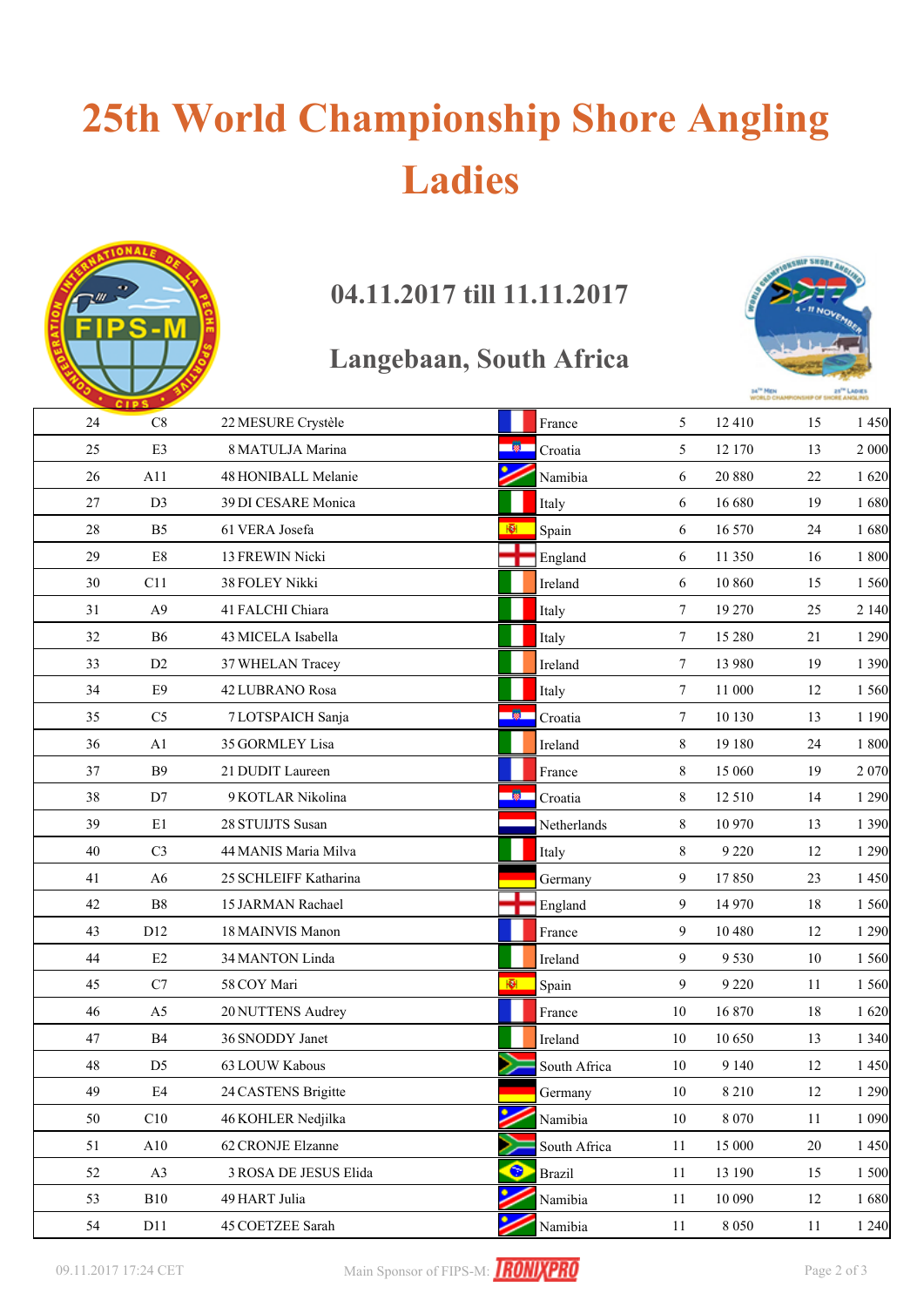# 25th World Championship Shore Angling Ladies

## 04.11.2017 till 11.11.2017

## Langebaan, South Africa

| | | | | | | | |
|---|---|---|---|---|---|---|---|
| 24 | C8 | 22 MESURE Crystèle | France | 5 | 12 410 | 15 | 1 450 |
| 25 | E3 | 8 MATULJA Marina | Croatia | 5 | 12 170 | 13 | 2 000 |
| 26 | A11 | 48 HONIBALL Melanie | Namibia | 6 | 20 880 | 22 | 1 620 |
| 27 | D3 | 39 DI CESARE Monica | Italy | 6 | 16 680 | 19 | 1 680 |
| 28 | B5 | 61 VERA Josefa | Spain | 6 | 16 570 | 24 | 1 680 |
| 29 | E8 | 13 FREWIN Nicki | England | 6 | 11 350 | 16 | 1 800 |
| 30 | C11 | 38 FOLEY Nikki | Ireland | 6 | 10 860 | 15 | 1 560 |
| 31 | A9 | 41 FALCHI Chiara | Italy | 7 | 19 270 | 25 | 2 140 |
| 32 | B6 | 43 MICELA Isabella | Italy | 7 | 15 280 | 21 | 1 290 |
| 33 | D2 | 37 WHELAN Tracey | Ireland | 7 | 13 980 | 19 | 1 390 |
| 34 | E9 | 42 LUBRANO Rosa | Italy | 7 | 11 000 | 12 | 1 560 |
| 35 | C5 | 7 LOTSPAICH Sanja | Croatia | 7 | 10 130 | 13 | 1 190 |
| 36 | A1 | 35 GORMLEY Lisa | Ireland | 8 | 19 180 | 24 | 1 800 |
| 37 | B9 | 21 DUDIT Laureen | France | 8 | 15 060 | 19 | 2 070 |
| 38 | D7 | 9 KOTLAR Nikolina | Croatia | 8 | 12 510 | 14 | 1 290 |
| 39 | E1 | 28 STUIJTS Susan | Netherlands | 8 | 10 970 | 13 | 1 390 |
| 40 | C3 | 44 MANIS Maria Milva | Italy | 8 | 9 220 | 12 | 1 290 |
| 41 | A6 | 25 SCHLEIFF Katharina | Germany | 9 | 17 850 | 23 | 1 450 |
| 42 | B8 | 15 JARMAN Rachael | England | 9 | 14 970 | 18 | 1 560 |
| 43 | D12 | 18 MAINVIS Manon | France | 9 | 10 480 | 12 | 1 290 |
| 44 | E2 | 34 MANTON Linda | Ireland | 9 | 9 530 | 10 | 1 560 |
| 45 | C7 | 58 COY Mari | Spain | 9 | 9 220 | 11 | 1 560 |
| 46 | A5 | 20 NUTTENS Audrey | France | 10 | 16 870 | 18 | 1 620 |
| 47 | B4 | 36 SNODDY Janet | Ireland | 10 | 10 650 | 13 | 1 340 |
| 48 | D5 | 63 LOUW Kabous | South Africa | 10 | 9 140 | 12 | 1 450 |
| 49 | E4 | 24 CASTENS Brigitte | Germany | 10 | 8 210 | 12 | 1 290 |
| 50 | C10 | 46 KOHLER Nedjilka | Namibia | 10 | 8 070 | 11 | 1 090 |
| 51 | A10 | 62 CRONJE Elzanne | South Africa | 11 | 15 000 | 20 | 1 450 |
| 52 | A3 | 3 ROSA DE JESUS Elida | Brazil | 11 | 13 190 | 15 | 1 500 |
| 53 | B10 | 49 HART Julia | Namibia | 11 | 10 090 | 12 | 1 680 |
| 54 | D11 | 45 COETZEE Sarah | Namibia | 11 | 8 050 | 11 | 1 240 |

09.11.2017 17:24 CET

Main Sponsor of FIPS-M: IRONIXPRO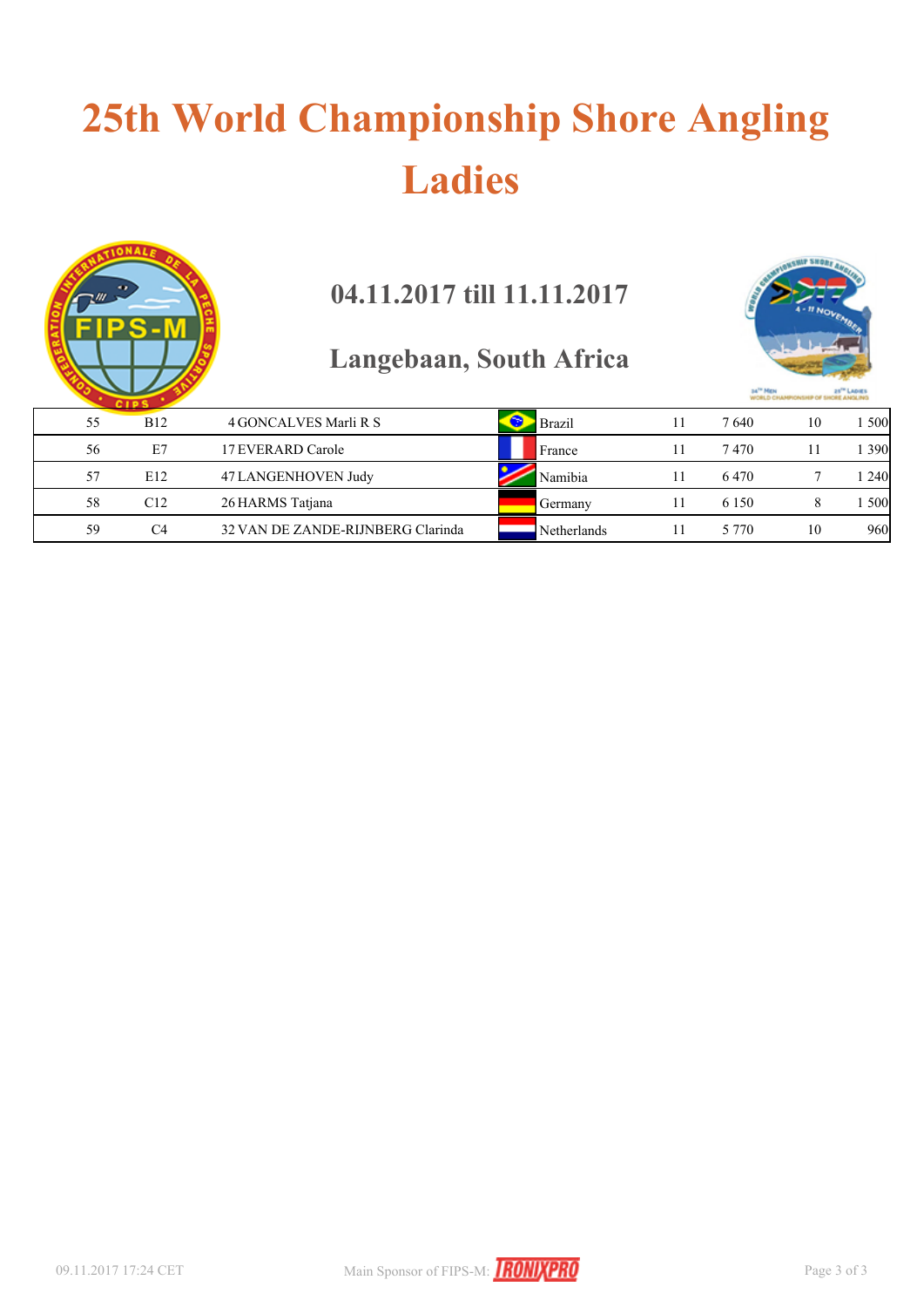# 25th World Championship Shore Angling Ladies

## 04.11.2017 till 11.11.2017

## Langebaan, South Africa

| | | | | | | | | |
|---|---|---|---|---|---|---|---|---|
| 55 | B12 | 4 | GONCALVES Marli R S | Brazil | 11 | 7 640 | 10 | 1 500 |
| 56 | E7 | 17 | EVERARD Carole | France | 11 | 7 470 | 11 | 1 390 |
| 57 | E12 | 47 | LANGENHOVEN Judy | Namibia | 11 | 6 470 | 7 | 1 240 |
| 58 | C12 | 26 | HARMS Tatjana | Germany | 11 | 6 150 | 8 | 1 500 |
| 59 | C4 | 32 | VAN DE ZANDE-RIJNBERG Clarinda | Netherlands | 11 | 5 770 | 10 | 960 |

09.11.2017 17:24 CET

Main Sponsor of FIPS-M: IRONIXPRO